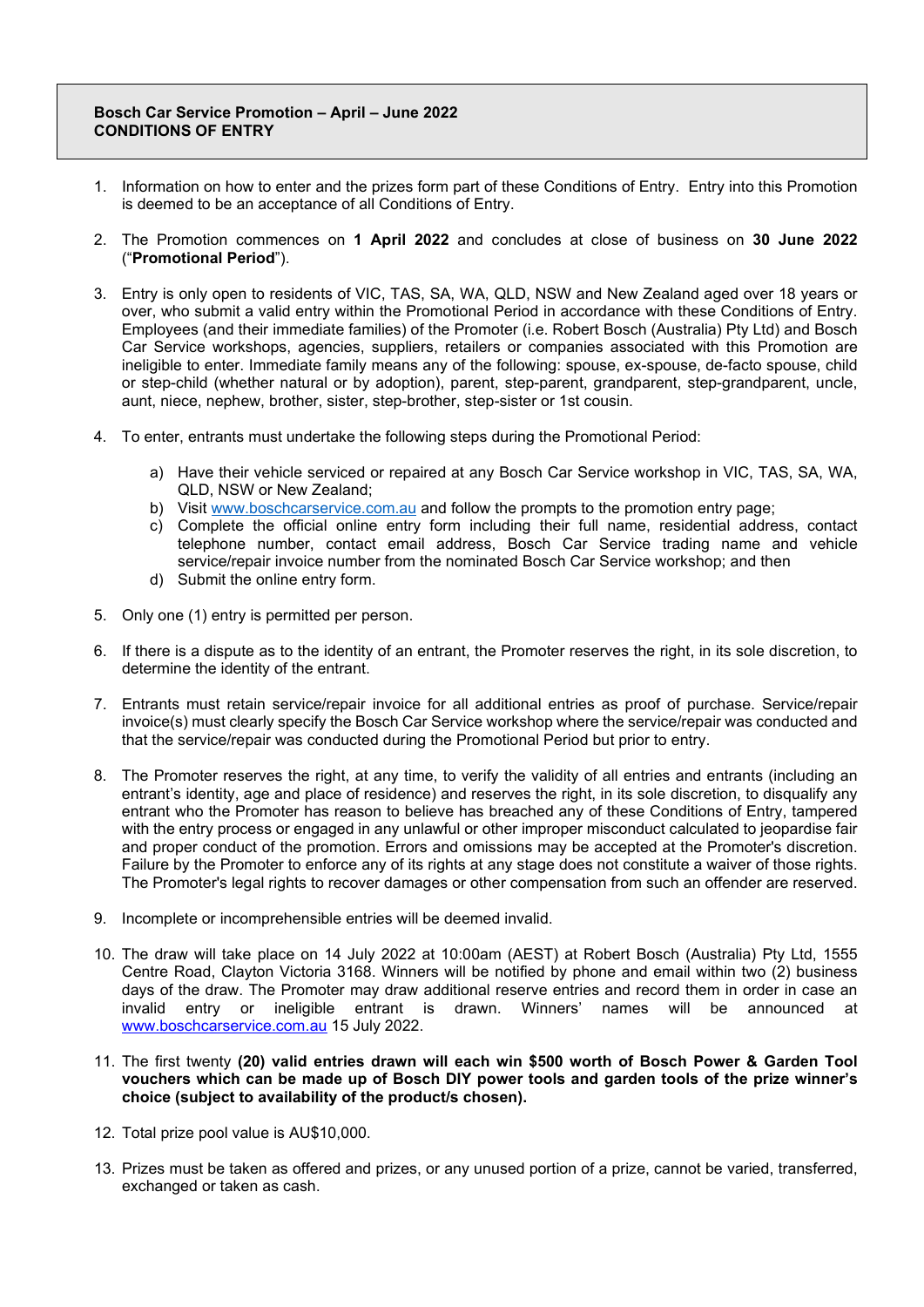**Bosch Car Service Promotion – April – June 2022**
**CONDITIONS OF ENTRY**

1. Information on how to enter and the prizes form part of these Conditions of Entry. Entry into this Promotion is deemed to be an acceptance of all Conditions of Entry.

2. The Promotion commences on **1 April 2022** and concludes at close of business on **30 June 2022** ("**Promotional Period**").

3. Entry is only open to residents of VIC, TAS, SA, WA, QLD, NSW and New Zealand aged over 18 years or over, who submit a valid entry within the Promotional Period in accordance with these Conditions of Entry. Employees (and their immediate families) of the Promoter (i.e. Robert Bosch (Australia) Pty Ltd) and Bosch Car Service workshops, agencies, suppliers, retailers or companies associated with this Promotion are ineligible to enter. Immediate family means any of the following: spouse, ex-spouse, de-facto spouse, child or step-child (whether natural or by adoption), parent, step-parent, grandparent, step-grandparent, uncle, aunt, niece, nephew, brother, sister, step-brother, step-sister or 1st cousin.

4. To enter, entrants must undertake the following steps during the Promotional Period:

    a) Have their vehicle serviced or repaired at any Bosch Car Service workshop in VIC, TAS, SA, WA, QLD, NSW or New Zealand;
    b) Visit www.boschcarservice.com.au and follow the prompts to the promotion entry page;
    c) Complete the official online entry form including their full name, residential address, contact telephone number, contact email address, Bosch Car Service trading name and vehicle service/repair invoice number from the nominated Bosch Car Service workshop; and then
    d) Submit the online entry form.

5. Only one (1) entry is permitted per person.

6. If there is a dispute as to the identity of an entrant, the Promoter reserves the right, in its sole discretion, to determine the identity of the entrant.

7. Entrants must retain service/repair invoice for all additional entries as proof of purchase. Service/repair invoice(s) must clearly specify the Bosch Car Service workshop where the service/repair was conducted and that the service/repair was conducted during the Promotional Period but prior to entry.

8. The Promoter reserves the right, at any time, to verify the validity of all entries and entrants (including an entrant's identity, age and place of residence) and reserves the right, in its sole discretion, to disqualify any entrant who the Promoter has reason to believe has breached any of these Conditions of Entry, tampered with the entry process or engaged in any unlawful or other improper misconduct calculated to jeopardise fair and proper conduct of the promotion. Errors and omissions may be accepted at the Promoter's discretion. Failure by the Promoter to enforce any of its rights at any stage does not constitute a waiver of those rights. The Promoter's legal rights to recover damages or other compensation from such an offender are reserved.

9. Incomplete or incomprehensible entries will be deemed invalid.

10. The draw will take place on 14 July 2022 at 10:00am (AEST) at Robert Bosch (Australia) Pty Ltd, 1555 Centre Road, Clayton Victoria 3168. Winners will be notified by phone and email within two (2) business days of the draw. The Promoter may draw additional reserve entries and record them in order in case an invalid entry or ineligible entrant is drawn. Winners' names will be announced at www.boschcarservice.com.au 15 July 2022.

11. The first twenty **(20) valid entries drawn will each win $500 worth of Bosch Power & Garden Tool vouchers which can be made up of Bosch DIY power tools and garden tools of the prize winner's choice (subject to availability of the product/s chosen).**

12. Total prize pool value is AU$10,000.

13. Prizes must be taken as offered and prizes, or any unused portion of a prize, cannot be varied, transferred, exchanged or taken as cash.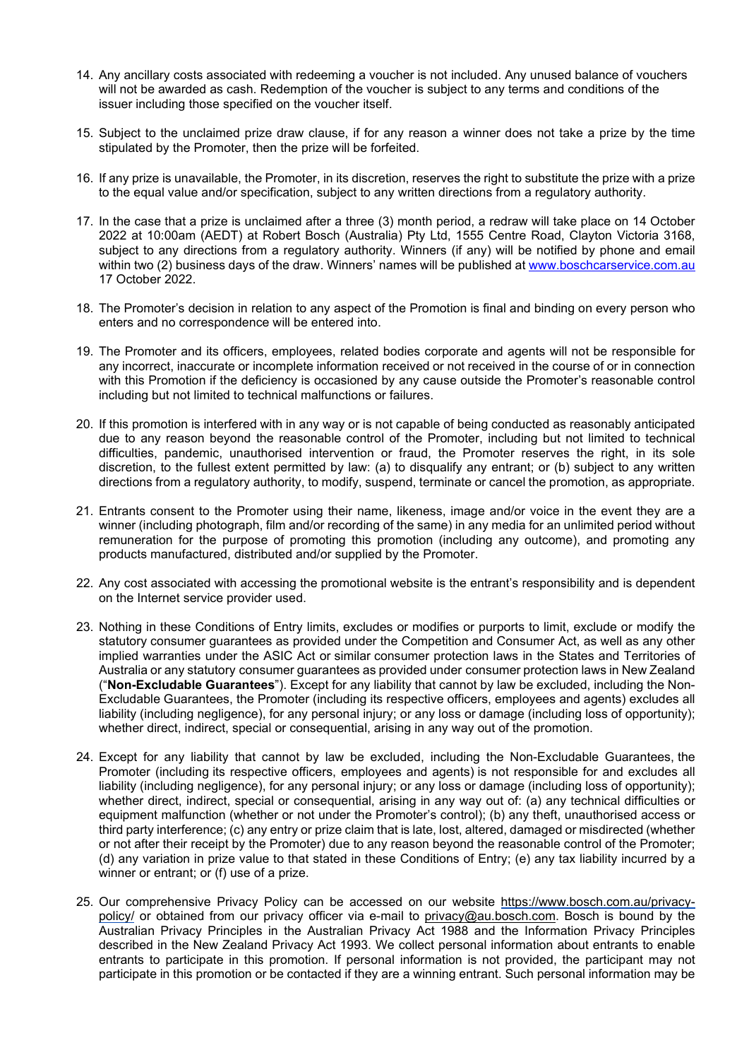14. Any ancillary costs associated with redeeming a voucher is not included. Any unused balance of vouchers will not be awarded as cash. Redemption of the voucher is subject to any terms and conditions of the issuer including those specified on the voucher itself.

15. Subject to the unclaimed prize draw clause, if for any reason a winner does not take a prize by the time stipulated by the Promoter, then the prize will be forfeited.

16. If any prize is unavailable, the Promoter, in its discretion, reserves the right to substitute the prize with a prize to the equal value and/or specification, subject to any written directions from a regulatory authority.

17. In the case that a prize is unclaimed after a three (3) month period, a redraw will take place on 14 October 2022 at 10:00am (AEDT) at Robert Bosch (Australia) Pty Ltd, 1555 Centre Road, Clayton Victoria 3168, subject to any directions from a regulatory authority. Winners (if any) will be notified by phone and email within two (2) business days of the draw. Winners' names will be published at [www.boschcarservice.com.au](http://www.boschcarservice.com.au) 17 October 2022.

18. The Promoter's decision in relation to any aspect of the Promotion is final and binding on every person who enters and no correspondence will be entered into.

19. The Promoter and its officers, employees, related bodies corporate and agents will not be responsible for any incorrect, inaccurate or incomplete information received or not received in the course of or in connection with this Promotion if the deficiency is occasioned by any cause outside the Promoter's reasonable control including but not limited to technical malfunctions or failures.

20. If this promotion is interfered with in any way or is not capable of being conducted as reasonably anticipated due to any reason beyond the reasonable control of the Promoter, including but not limited to technical difficulties, pandemic, unauthorised intervention or fraud, the Promoter reserves the right, in its sole discretion, to the fullest extent permitted by law: (a) to disqualify any entrant; or (b) subject to any written directions from a regulatory authority, to modify, suspend, terminate or cancel the promotion, as appropriate.

21. Entrants consent to the Promoter using their name, likeness, image and/or voice in the event they are a winner (including photograph, film and/or recording of the same) in any media for an unlimited period without remuneration for the purpose of promoting this promotion (including any outcome), and promoting any products manufactured, distributed and/or supplied by the Promoter.

22. Any cost associated with accessing the promotional website is the entrant's responsibility and is dependent on the Internet service provider used.

23. Nothing in these Conditions of Entry limits, excludes or modifies or purports to limit, exclude or modify the statutory consumer guarantees as provided under the Competition and Consumer Act, as well as any other implied warranties under the ASIC Act or similar consumer protection laws in the States and Territories of Australia or any statutory consumer guarantees as provided under consumer protection laws in New Zealand ("**Non-Excludable Guarantees**"). Except for any liability that cannot by law be excluded, including the Non-Excludable Guarantees, the Promoter (including its respective officers, employees and agents) excludes all liability (including negligence), for any personal injury; or any loss or damage (including loss of opportunity); whether direct, indirect, special or consequential, arising in any way out of the promotion.

24. Except for any liability that cannot by law be excluded, including the Non-Excludable Guarantees, the Promoter (including its respective officers, employees and agents) is not responsible for and excludes all liability (including negligence), for any personal injury; or any loss or damage (including loss of opportunity); whether direct, indirect, special or consequential, arising in any way out of: (a) any technical difficulties or equipment malfunction (whether or not under the Promoter's control); (b) any theft, unauthorised access or third party interference; (c) any entry or prize claim that is late, lost, altered, damaged or misdirected (whether or not after their receipt by the Promoter) due to any reason beyond the reasonable control of the Promoter; (d) any variation in prize value to that stated in these Conditions of Entry; (e) any tax liability incurred by a winner or entrant; or (f) use of a prize.

25. Our comprehensive Privacy Policy can be accessed on our website [https://www.bosch.com.au/privacy-policy/](https://www.bosch.com.au/privacy-policy/) or obtained from our privacy officer via e-mail to [privacy@au.bosch.com](mailto:privacy@au.bosch.com). Bosch is bound by the Australian Privacy Principles in the Australian Privacy Act 1988 and the Information Privacy Principles described in the New Zealand Privacy Act 1993. We collect personal information about entrants to enable entrants to participate in this promotion. If personal information is not provided, the participant may not participate in this promotion or be contacted if they are a winning entrant. Such personal information may be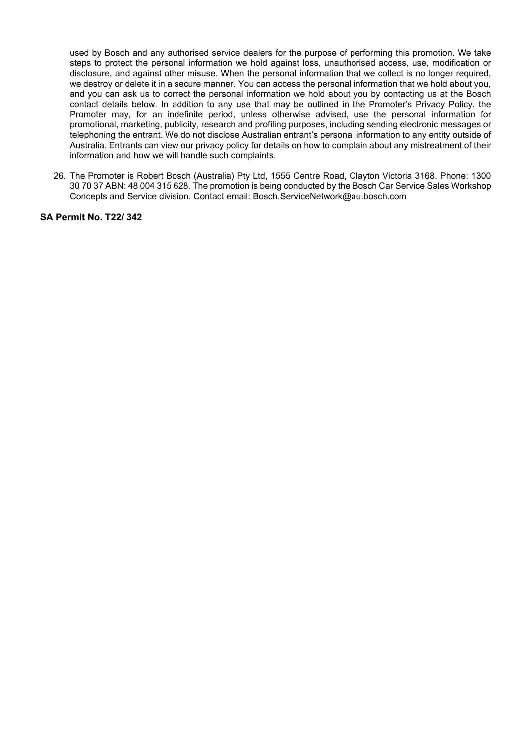used by Bosch and any authorised service dealers for the purpose of performing this promotion. We take steps to protect the personal information we hold against loss, unauthorised access, use, modification or disclosure, and against other misuse. When the personal information that we collect is no longer required, we destroy or delete it in a secure manner. You can access the personal information that we hold about you, and you can ask us to correct the personal information we hold about you by contacting us at the Bosch contact details below. In addition to any use that may be outlined in the Promoter's Privacy Policy, the Promoter may, for an indefinite period, unless otherwise advised, use the personal information for promotional, marketing, publicity, research and profiling purposes, including sending electronic messages or telephoning the entrant. We do not disclose Australian entrant's personal information to any entity outside of Australia. Entrants can view our privacy policy for details on how to complain about any mistreatment of their information and how we will handle such complaints.

26. The Promoter is Robert Bosch (Australia) Pty Ltd, 1555 Centre Road, Clayton Victoria 3168. Phone: 1300 30 70 37 ABN: 48 004 315 628. The promotion is being conducted by the Bosch Car Service Sales Workshop Concepts and Service division. Contact email: Bosch.ServiceNetwork@au.bosch.com

**SA Permit No. T22/ 342**